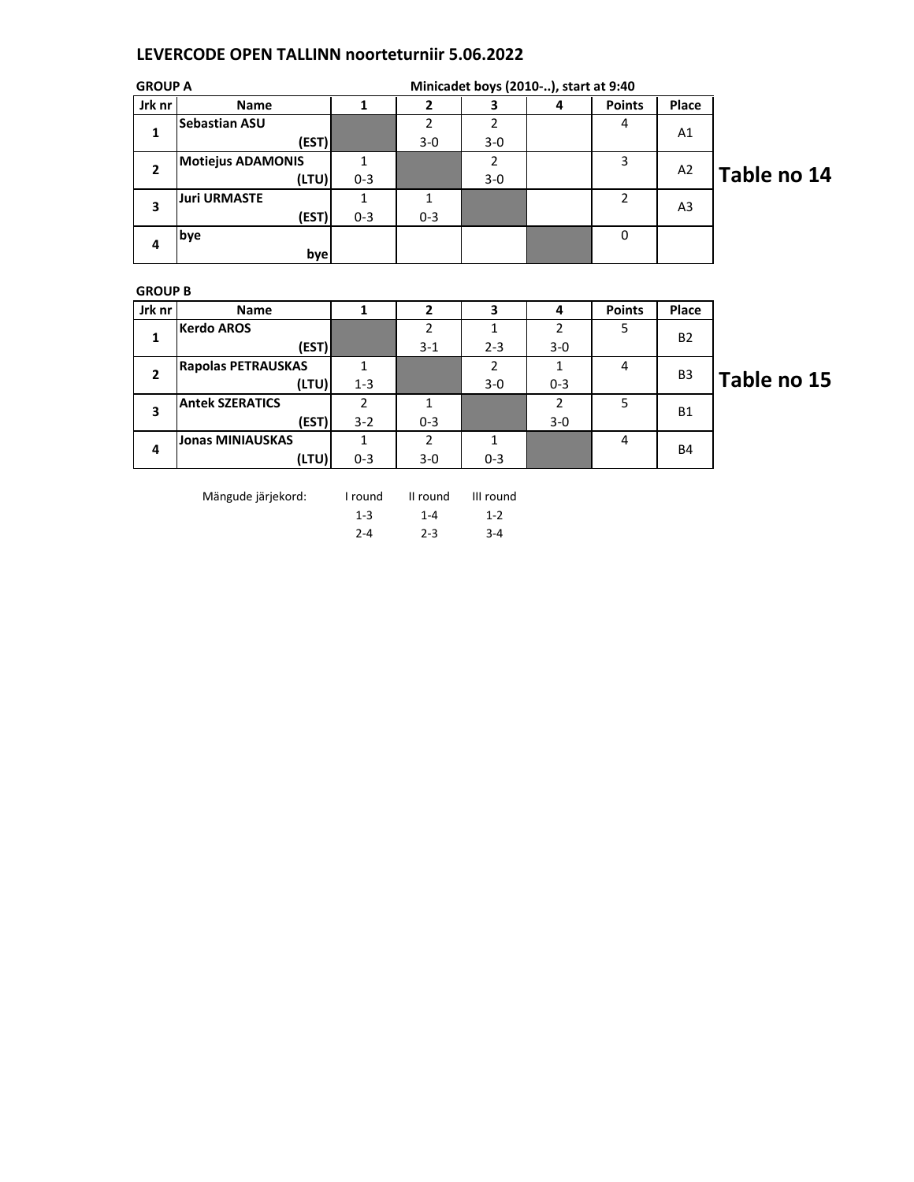# LEVERCODE OPEN TALLINN noorteturniir 5.06.2022

**GROUP A** — **Minicadet boys (2010-..), start at 9:40**

**Table no 14**

| Jrk nr | Name | 1 | 2 | 3 | 4 | Points | Place |
|---|---|---|---|---|---|---|---|
| 1 | **Sebastian ASU** (EST) | | 2<br>3-0 | 2<br>3-0 | | 4 | A1 |
| 2 | **Motiejus ADAMONIS** (LTU) | 1<br>0-3 | | 2<br>3-0 | | 3 | A2 |
| 3 | **Juri URMASTE** (EST) | 1<br>0-3 | 1<br>0-3 | | | 2 | A3 |
| 4 | **bye** bye | | | | | 0 | |

**GROUP B**

**Table no 15**

| Jrk nr | Name | 1 | 2 | 3 | 4 | Points | Place |
|---|---|---|---|---|---|---|---|
| 1 | **Kerdo AROS** (EST) | | 2<br>3-1 | 1<br>2-3 | 2<br>3-0 | 5 | B2 |
| 2 | **Rapolas PETRAUSKAS** (LTU) | 1<br>1-3 | | 2<br>3-0 | 1<br>0-3 | 4 | B3 |
| 3 | **Antek SZERATICS** (EST) | 2<br>3-2 | 1<br>0-3 | | 2<br>3-0 | 5 | B1 |
| 4 | **Jonas MINIAUSKAS** (LTU) | 1<br>0-3 | 2<br>3-0 | 1<br>0-3 | | 4 | B4 |

| Mängude järjekord: | I round | II round | III round |
|---|---|---|---|
| | 1-3 | 1-4 | 1-2 |
| | 2-4 | 2-3 | 3-4 |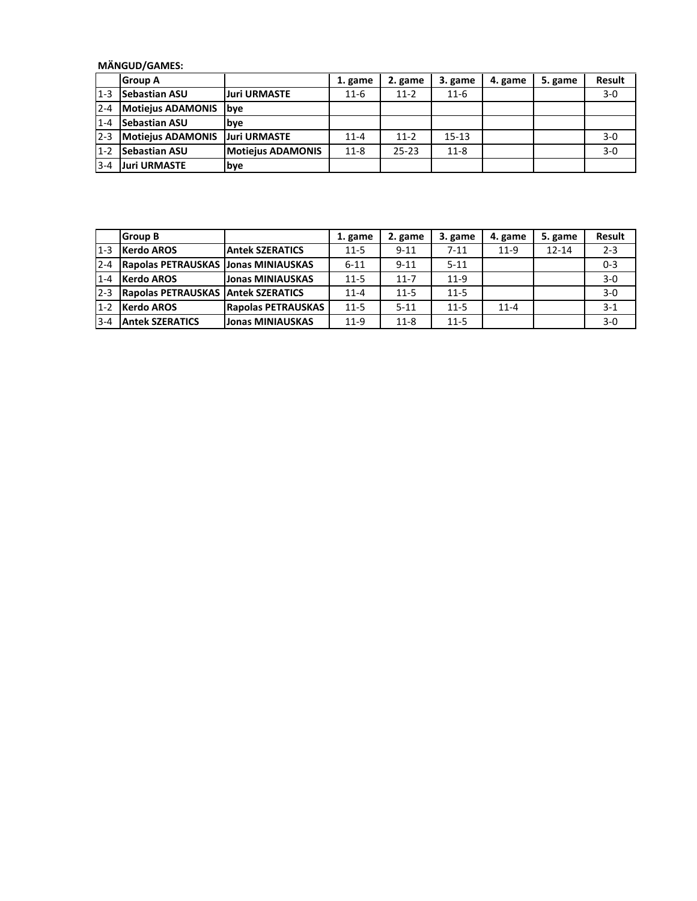**MÄNGUD/GAMES:**

| | Group A | | 1. game | 2. game | 3. game | 4. game | 5. game | Result |
|---|---|---|---|---|---|---|---|---|
| 1-3 | **Sebastian ASU** | **Juri URMASTE** | 11-6 | 11-2 | 11-6 | | | 3-0 |
| 2-4 | **Motiejus ADAMONIS** | **bye** | | | | | | |
| 1-4 | **Sebastian ASU** | **bye** | | | | | | |
| 2-3 | **Motiejus ADAMONIS** | **Juri URMASTE** | 11-4 | 11-2 | 15-13 | | | 3-0 |
| 1-2 | **Sebastian ASU** | **Motiejus ADAMONIS** | 11-8 | 25-23 | 11-8 | | | 3-0 |
| 3-4 | **Juri URMASTE** | **bye** | | | | | | |

| | Group B | | 1. game | 2. game | 3. game | 4. game | 5. game | Result |
|---|---|---|---|---|---|---|---|---|
| 1-3 | **Kerdo AROS** | **Antek SZERATICS** | 11-5 | 9-11 | 7-11 | 11-9 | 12-14 | 2-3 |
| 2-4 | **Rapolas PETRAUSKAS** | **Jonas MINIAUSKAS** | 6-11 | 9-11 | 5-11 | | | 0-3 |
| 1-4 | **Kerdo AROS** | **Jonas MINIAUSKAS** | 11-5 | 11-7 | 11-9 | | | 3-0 |
| 2-3 | **Rapolas PETRAUSKAS** | **Antek SZERATICS** | 11-4 | 11-5 | 11-5 | | | 3-0 |
| 1-2 | **Kerdo AROS** | **Rapolas PETRAUSKAS** | 11-5 | 5-11 | 11-5 | 11-4 | | 3-1 |
| 3-4 | **Antek SZERATICS** | **Jonas MINIAUSKAS** | 11-9 | 11-8 | 11-5 | | | 3-0 |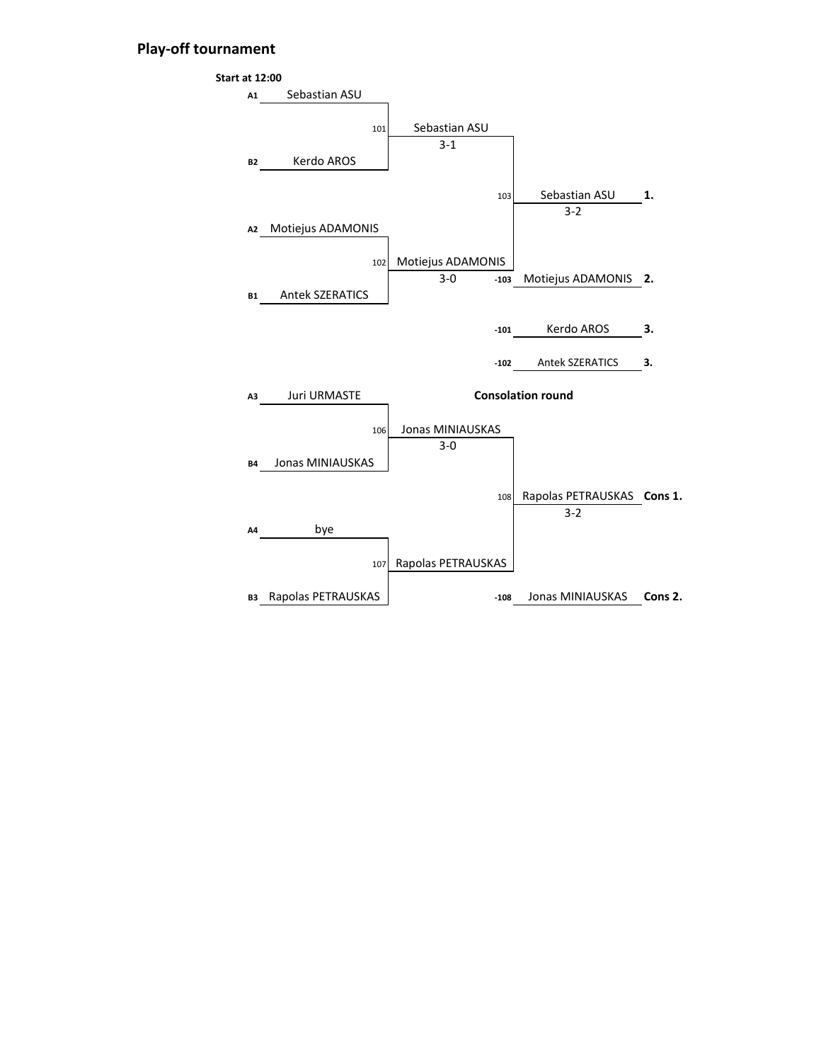## Play-off tournament

**Start at 12:00**

A1 Sebastian ASU

B2 Kerdo AROS

101 Sebastian ASU
3-1

A2 Motiejus ADAMONIS

B1 Antek SZERATICS

102 Motiejus ADAMONIS
3-0

103 Sebastian ASU **1.**
3-2

-103 Motiejus ADAMONIS **2.**

-101 Kerdo AROS **3.**

-102 Antek SZERATICS **3.**

**Consolation round**

A3 Juri URMASTE

B4 Jonas MINIAUSKAS

106 Jonas MINIAUSKAS
3-0

A4 bye

B3 Rapolas PETRAUSKAS

107 Rapolas PETRAUSKAS

108 Rapolas PETRAUSKAS **Cons 1.**
3-2

-108 Jonas MINIAUSKAS **Cons 2.**